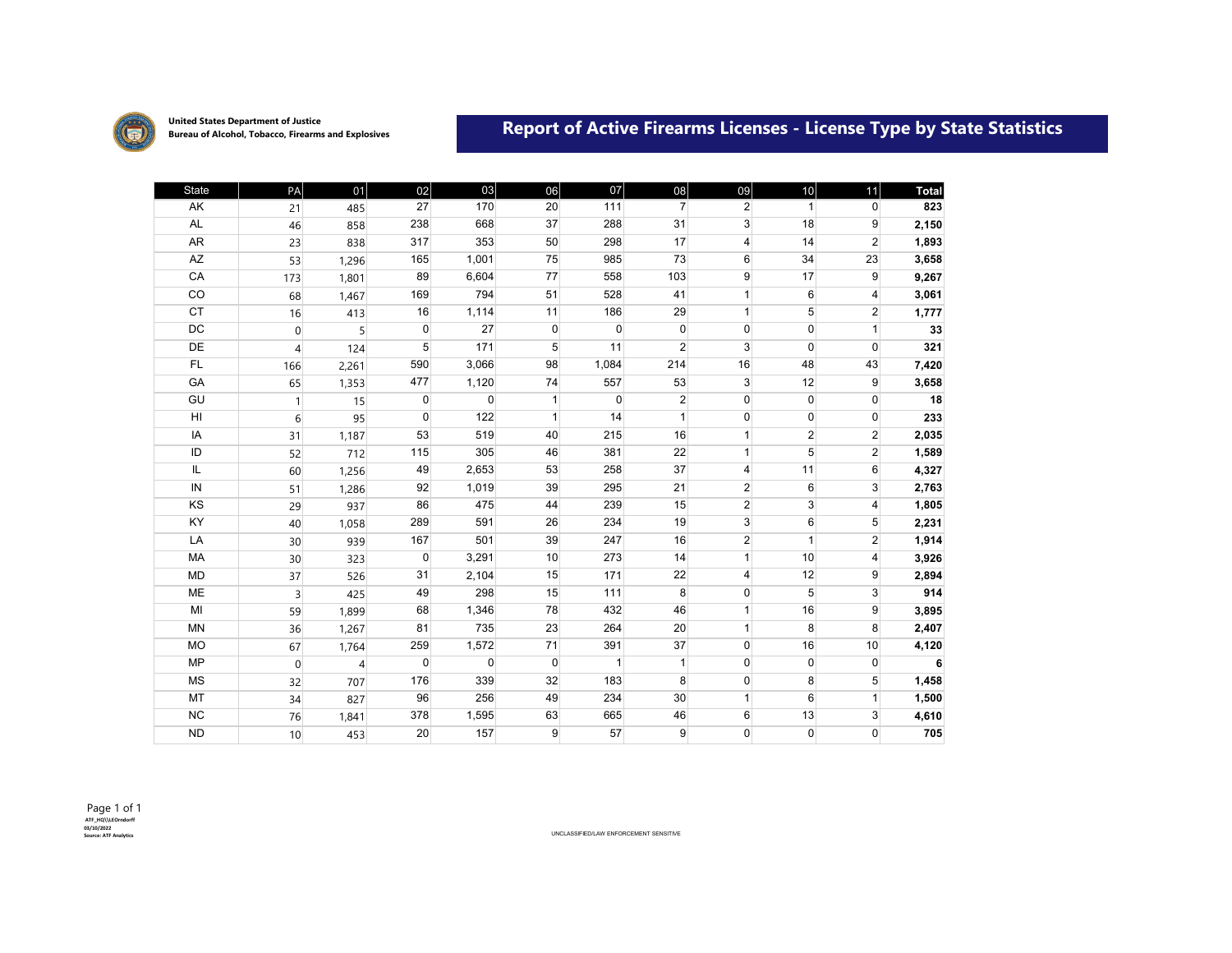United States Department of Justice
Bureau of Alcohol, Tobacco, Firearms and Explosives

# Report of Active Firearms Licenses - License Type by State Statistics

| State | PA | 01 | 02 | 03 | 06 | 07 | 08 | 09 | 10 | 11 | Total |
|---|---|---|---|---|---|---|---|---|---|---|---|
| AK | 21 | 485 | 27 | 170 | 20 | 111 | 7 | 2 | 1 | 0 | **823** |
| AL | 46 | 858 | 238 | 668 | 37 | 288 | 31 | 3 | 18 | 9 | **2,150** |
| AR | 23 | 838 | 317 | 353 | 50 | 298 | 17 | 4 | 14 | 2 | **1,893** |
| AZ | 53 | 1,296 | 165 | 1,001 | 75 | 985 | 73 | 6 | 34 | 23 | **3,658** |
| CA | 173 | 1,801 | 89 | 6,604 | 77 | 558 | 103 | 9 | 17 | 9 | **9,267** |
| CO | 68 | 1,467 | 169 | 794 | 51 | 528 | 41 | 1 | 6 | 4 | **3,061** |
| CT | 16 | 413 | 16 | 1,114 | 11 | 186 | 29 | 1 | 5 | 2 | **1,777** |
| DC | 0 | 5 | 0 | 27 | 0 | 0 | 0 | 0 | 0 | 1 | **33** |
| DE | 4 | 124 | 5 | 171 | 5 | 11 | 2 | 3 | 0 | 0 | **321** |
| FL | 166 | 2,261 | 590 | 3,066 | 98 | 1,084 | 214 | 16 | 48 | 43 | **7,420** |
| GA | 65 | 1,353 | 477 | 1,120 | 74 | 557 | 53 | 3 | 12 | 9 | **3,658** |
| GU | 1 | 15 | 0 | 0 | 1 | 0 | 2 | 0 | 0 | 0 | **18** |
| HI | 6 | 95 | 0 | 122 | 1 | 14 | 1 | 0 | 0 | 0 | **233** |
| IA | 31 | 1,187 | 53 | 519 | 40 | 215 | 16 | 1 | 2 | 2 | **2,035** |
| ID | 52 | 712 | 115 | 305 | 46 | 381 | 22 | 1 | 5 | 2 | **1,589** |
| IL | 60 | 1,256 | 49 | 2,653 | 53 | 258 | 37 | 4 | 11 | 6 | **4,327** |
| IN | 51 | 1,286 | 92 | 1,019 | 39 | 295 | 21 | 2 | 6 | 3 | **2,763** |
| KS | 29 | 937 | 86 | 475 | 44 | 239 | 15 | 2 | 3 | 4 | **1,805** |
| KY | 40 | 1,058 | 289 | 591 | 26 | 234 | 19 | 3 | 6 | 5 | **2,231** |
| LA | 30 | 939 | 167 | 501 | 39 | 247 | 16 | 2 | 1 | 2 | **1,914** |
| MA | 30 | 323 | 0 | 3,291 | 10 | 273 | 14 | 1 | 10 | 4 | **3,926** |
| MD | 37 | 526 | 31 | 2,104 | 15 | 171 | 22 | 4 | 12 | 9 | **2,894** |
| ME | 3 | 425 | 49 | 298 | 15 | 111 | 8 | 0 | 5 | 3 | **914** |
| MI | 59 | 1,899 | 68 | 1,346 | 78 | 432 | 46 | 1 | 16 | 9 | **3,895** |
| MN | 36 | 1,267 | 81 | 735 | 23 | 264 | 20 | 1 | 8 | 8 | **2,407** |
| MO | 67 | 1,764 | 259 | 1,572 | 71 | 391 | 37 | 0 | 16 | 10 | **4,120** |
| MP | 0 | 4 | 0 | 0 | 0 | 1 | 1 | 0 | 0 | 0 | **6** |
| MS | 32 | 707 | 176 | 339 | 32 | 183 | 8 | 0 | 8 | 5 | **1,458** |
| MT | 34 | 827 | 96 | 256 | 49 | 234 | 30 | 1 | 6 | 1 | **1,500** |
| NC | 76 | 1,841 | 378 | 1,595 | 63 | 665 | 46 | 6 | 13 | 3 | **4,610** |
| ND | 10 | 453 | 20 | 157 | 9 | 57 | 9 | 0 | 0 | 0 | **705** |

ATF_HQ\\LEOrndorff
03/10/2022
Source: ATF Analytics

UNCLASSIFIED/LAW ENFORCEMENT SENSITIVE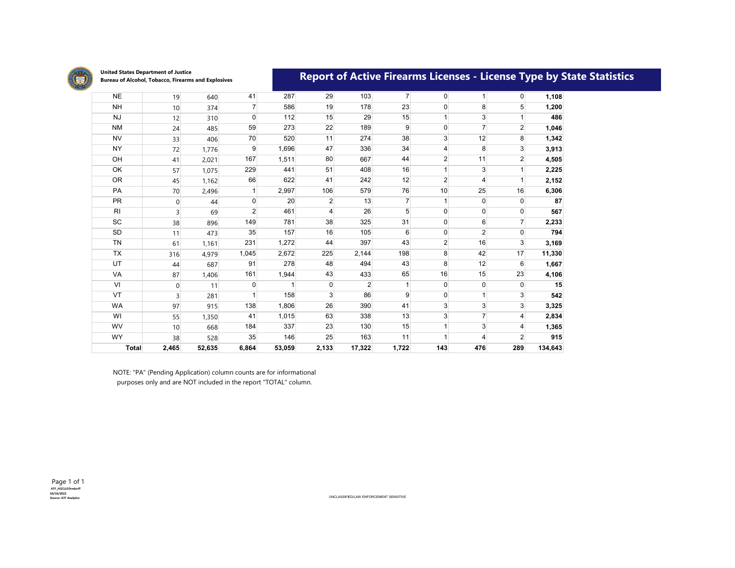United States Department of Justice
Bureau of Alcohol, Tobacco, Firearms and Explosives

# Report of Active Firearms Licenses - License Type by State Statistics

| | | | | | | | | | | | |
|---|---|---|---|---|---|---|---|---|---|---|---|
| NE | 19 | 640 | 41 | 287 | 29 | 103 | 7 | 0 | 1 | 0 | **1,108** |
| NH | 10 | 374 | 7 | 586 | 19 | 178 | 23 | 0 | 8 | 5 | **1,200** |
| NJ | 12 | 310 | 0 | 112 | 15 | 29 | 15 | 1 | 3 | 1 | **486** |
| NM | 24 | 485 | 59 | 273 | 22 | 189 | 9 | 0 | 7 | 2 | **1,046** |
| NV | 33 | 406 | 70 | 520 | 11 | 274 | 38 | 3 | 12 | 8 | **1,342** |
| NY | 72 | 1,776 | 9 | 1,696 | 47 | 336 | 34 | 4 | 8 | 3 | **3,913** |
| OH | 41 | 2,021 | 167 | 1,511 | 80 | 667 | 44 | 2 | 11 | 2 | **4,505** |
| OK | 57 | 1,075 | 229 | 441 | 51 | 408 | 16 | 1 | 3 | 1 | **2,225** |
| OR | 45 | 1,162 | 66 | 622 | 41 | 242 | 12 | 2 | 4 | 1 | **2,152** |
| PA | 70 | 2,496 | 1 | 2,997 | 106 | 579 | 76 | 10 | 25 | 16 | **6,306** |
| PR | 0 | 44 | 0 | 20 | 2 | 13 | 7 | 1 | 0 | 0 | **87** |
| RI | 3 | 69 | 2 | 461 | 4 | 26 | 5 | 0 | 0 | 0 | **567** |
| SC | 38 | 896 | 149 | 781 | 38 | 325 | 31 | 0 | 6 | 7 | **2,233** |
| SD | 11 | 473 | 35 | 157 | 16 | 105 | 6 | 0 | 2 | 0 | **794** |
| TN | 61 | 1,161 | 231 | 1,272 | 44 | 397 | 43 | 2 | 16 | 3 | **3,169** |
| TX | 316 | 4,979 | 1,045 | 2,672 | 225 | 2,144 | 198 | 8 | 42 | 17 | **11,330** |
| UT | 44 | 687 | 91 | 278 | 48 | 494 | 43 | 8 | 12 | 6 | **1,667** |
| VA | 87 | 1,406 | 161 | 1,944 | 43 | 433 | 65 | 16 | 15 | 23 | **4,106** |
| VI | 0 | 11 | 0 | 1 | 0 | 2 | 1 | 0 | 0 | 0 | **15** |
| VT | 3 | 281 | 1 | 158 | 3 | 86 | 9 | 0 | 1 | 3 | **542** |
| WA | 97 | 915 | 138 | 1,806 | 26 | 390 | 41 | 3 | 3 | 3 | **3,325** |
| WI | 55 | 1,350 | 41 | 1,015 | 63 | 338 | 13 | 3 | 7 | 4 | **2,834** |
| WV | 10 | 668 | 184 | 337 | 23 | 130 | 15 | 1 | 3 | 4 | **1,365** |
| WY | 38 | 528 | 35 | 146 | 25 | 163 | 11 | 1 | 4 | 2 | **915** |
| **Total** | **2,465** | **52,635** | **6,864** | **53,059** | **2,133** | **17,322** | **1,722** | **143** | **476** | **289** | **134,643** |

NOTE: "PA" (Pending Application) column counts are for informational purposes only and are NOT included in the report "TOTAL" column.

ATF_HQ\\LEOrndorff
03/10/2022
Source: ATF Analytics

UNCLASSIFIED/LAW ENFORCEMENT SENSITIVE